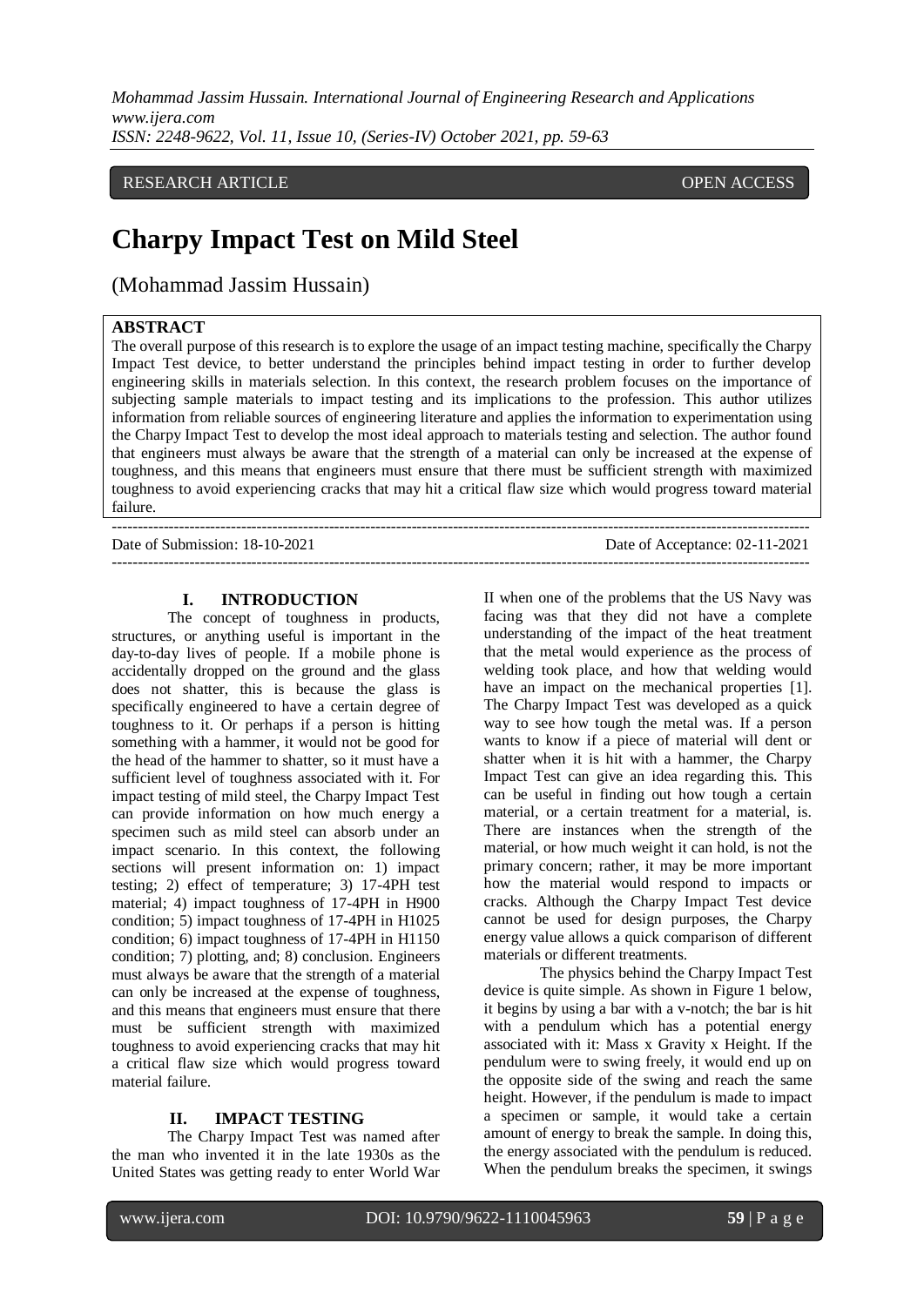RESEARCH ARTICLE OPEN ACCESS

# Charpy Impact Test on Mild Steel

(Mohammad Jassim Hussain)

## ABSTRACT

The overall purpose of this research is to explore the usage of an impact testing machine, specifically the Charpy Impact Test device, to better understand the principles behind impact testing in order to further develop engineering skills in materials selection. In this context, the research problem focuses on the importance of subjecting sample materials to impact testing and its implications to the profession. This author utilizes information from reliable sources of engineering literature and applies the information to experimentation using the Charpy Impact Test to develop the most ideal approach to materials testing and selection. The author found that engineers must always be aware that the strength of a material can only be increased at the expense of toughness, and this means that engineers must ensure that there must be sufficient strength with maximized toughness to avoid experiencing cracks that may hit a critical flaw size which would progress toward material failure.

Date of Submission: 18-10-2021 Date of Acceptance: 02-11-2021

## I. INTRODUCTION

The concept of toughness in products, structures, or anything useful is important in the day-to-day lives of people. If a mobile phone is accidentally dropped on the ground and the glass does not shatter, this is because the glass is specifically engineered to have a certain degree of toughness to it. Or perhaps if a person is hitting something with a hammer, it would not be good for the head of the hammer to shatter, so it must have a sufficient level of toughness associated with it. For impact testing of mild steel, the Charpy Impact Test can provide information on how much energy a specimen such as mild steel can absorb under an impact scenario. In this context, the following sections will present information on: 1) impact testing; 2) effect of temperature; 3) 17-4PH test material; 4) impact toughness of 17-4PH in H900 condition; 5) impact toughness of 17-4PH in H1025 condition; 6) impact toughness of 17-4PH in H1150 condition; 7) plotting, and; 8) conclusion. Engineers must always be aware that the strength of a material can only be increased at the expense of toughness, and this means that engineers must ensure that there must be sufficient strength with maximized toughness to avoid experiencing cracks that may hit a critical flaw size which would progress toward material failure.

## II. IMPACT TESTING

The Charpy Impact Test was named after the man who invented it in the late 1930s as the United States was getting ready to enter World War II when one of the problems that the US Navy was facing was that they did not have a complete understanding of the impact of the heat treatment that the metal would experience as the process of welding took place, and how that welding would have an impact on the mechanical properties [1]. The Charpy Impact Test was developed as a quick way to see how tough the metal was. If a person wants to know if a piece of material will dent or shatter when it is hit with a hammer, the Charpy Impact Test can give an idea regarding this. This can be useful in finding out how tough a certain material, or a certain treatment for a material, is. There are instances when the strength of the material, or how much weight it can hold, is not the primary concern; rather, it may be more important how the material would respond to impacts or cracks. Although the Charpy Impact Test device cannot be used for design purposes, the Charpy energy value allows a quick comparison of different materials or different treatments.

The physics behind the Charpy Impact Test device is quite simple. As shown in Figure 1 below, it begins by using a bar with a v-notch; the bar is hit with a pendulum which has a potential energy associated with it: Mass x Gravity x Height. If the pendulum were to swing freely, it would end up on the opposite side of the swing and reach the same height. However, if the pendulum is made to impact a specimen or sample, it would take a certain amount of energy to break the sample. In doing this, the energy associated with the pendulum is reduced. When the pendulum breaks the specimen, it swings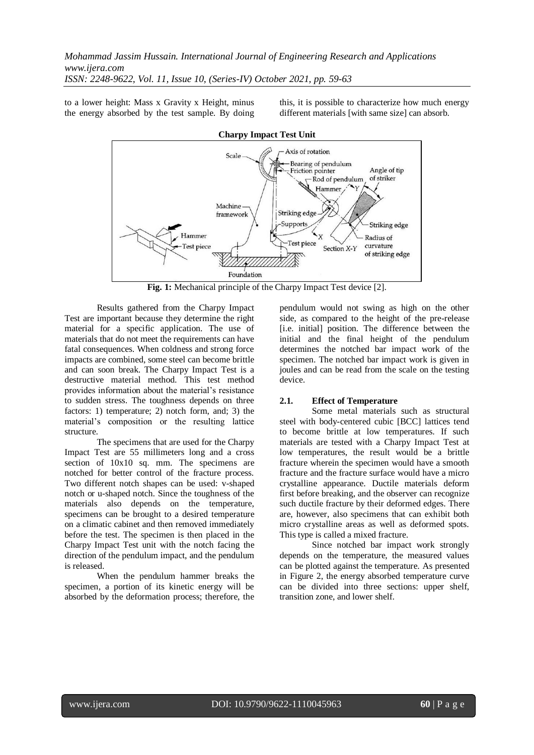to a lower height: Mass x Gravity x Height, minus the energy absorbed by the test sample. By doing this, it is possible to characterize how much energy different materials [with same size] can absorb.

**Charpy Impact Test Unit**

Scale
Axis of rotation
Bearing of pendulum
Friction pointer
Rod of pendulum
Angle of tip of striker
Hammer
Y
Machine framework
Striking edge
Supports
Striking edge
X
Hammer
Test piece
Test piece
Section X-Y
Radius of curvature of striking edge
Foundation

**Fig. 1:** Mechanical principle of the Charpy Impact Test device [2].

Results gathered from the Charpy Impact Test are important because they determine the right material for a specific application. The use of materials that do not meet the requirements can have fatal consequences. When coldness and strong force impacts are combined, some steel can become brittle and can soon break. The Charpy Impact Test is a destructive material method. This test method provides information about the material's resistance to sudden stress. The toughness depends on three factors: 1) temperature; 2) notch form, and; 3) the material's composition or the resulting lattice structure.

The specimens that are used for the Charpy Impact Test are 55 millimeters long and a cross section of 10x10 sq. mm. The specimens are notched for better control of the fracture process. Two different notch shapes can be used: v-shaped notch or u-shaped notch. Since the toughness of the materials also depends on the temperature, specimens can be brought to a desired temperature on a climatic cabinet and then removed immediately before the test. The specimen is then placed in the Charpy Impact Test unit with the notch facing the direction of the pendulum impact, and the pendulum is released.

When the pendulum hammer breaks the specimen, a portion of its kinetic energy will be absorbed by the deformation process; therefore, the pendulum would not swing as high on the other side, as compared to the height of the pre-release [i.e. initial] position. The difference between the initial and the final height of the pendulum determines the notched bar impact work of the specimen. The notched bar impact work is given in joules and can be read from the scale on the testing device.

### 2.1. Effect of Temperature

Some metal materials such as structural steel with body-centered cubic [BCC] lattices tend to become brittle at low temperatures. If such materials are tested with a Charpy Impact Test at low temperatures, the result would be a brittle fracture wherein the specimen would have a smooth fracture and the fracture surface would have a micro crystalline appearance. Ductile materials deform first before breaking, and the observer can recognize such ductile fracture by their deformed edges. There are, however, also specimens that can exhibit both micro crystalline areas as well as deformed spots. This type is called a mixed fracture.

Since notched bar impact work strongly depends on the temperature, the measured values can be plotted against the temperature. As presented in Figure 2, the energy absorbed temperature curve can be divided into three sections: upper shelf, transition zone, and lower shelf.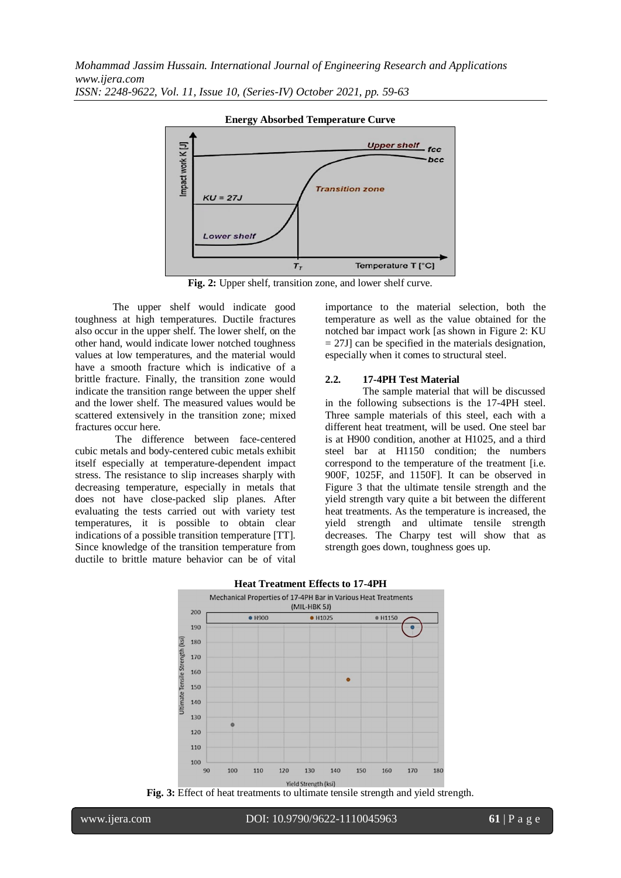**Energy Absorbed Temperature Curve**

Impact work K [J]

Upper shelf

fcc

bcc

Transition zone

KU = 27J

Lower shelf

$T_T$

Temperature T [°C]

**Fig. 2:** Upper shelf, transition zone, and lower shelf curve.

The upper shelf would indicate good toughness at high temperatures. Ductile fractures also occur in the upper shelf. The lower shelf, on the other hand, would indicate lower notched toughness values at low temperatures, and the material would have a smooth fracture which is indicative of a brittle fracture. Finally, the transition zone would indicate the transition range between the upper shelf and the lower shelf. The measured values would be scattered extensively in the transition zone; mixed fractures occur here.

The difference between face-centered cubic metals and body-centered cubic metals exhibit itself especially at temperature-dependent impact stress. The resistance to slip increases sharply with decreasing temperature, especially in metals that does not have close-packed slip planes. After evaluating the tests carried out with variety test temperatures, it is possible to obtain clear indications of a possible transition temperature [TT]. Since knowledge of the transition temperature from ductile to brittle mature behavior can be of vital importance to the material selection, both the temperature as well as the value obtained for the notched bar impact work [as shown in Figure 2: KU = 27J] can be specified in the materials designation, especially when it comes to structural steel.

### 2.2. 17-4PH Test Material

The sample material that will be discussed in the following subsections is the 17-4PH steel. Three sample materials of this steel, each with a different heat treatment, will be used. One steel bar is at H900 condition, another at H1025, and a third steel bar at H1150 condition; the numbers correspond to the temperature of the treatment [i.e. 900F, 1025F, and 1150F]. It can be observed in Figure 3 that the ultimate tensile strength and the yield strength vary quite a bit between the different heat treatments. As the temperature is increased, the yield strength and ultimate tensile strength decreases. The Charpy test will show that as strength goes down, toughness goes up.

**Heat Treatment Effects to 17-4PH**

Mechanical Properties of 17-4PH Bar in Various Heat Treatments
(MIL-HBK 5J)

H900

H1025

H1150

Ultimate Tensile Strength (ksi)

200
190
180
170
160
150
140
130
120
110
100

90
100
110
120
130
140
150
160
170
180

Yield Strength (ksi)

**Fig. 3:** Effect of heat treatments to ultimate tensile strength and yield strength.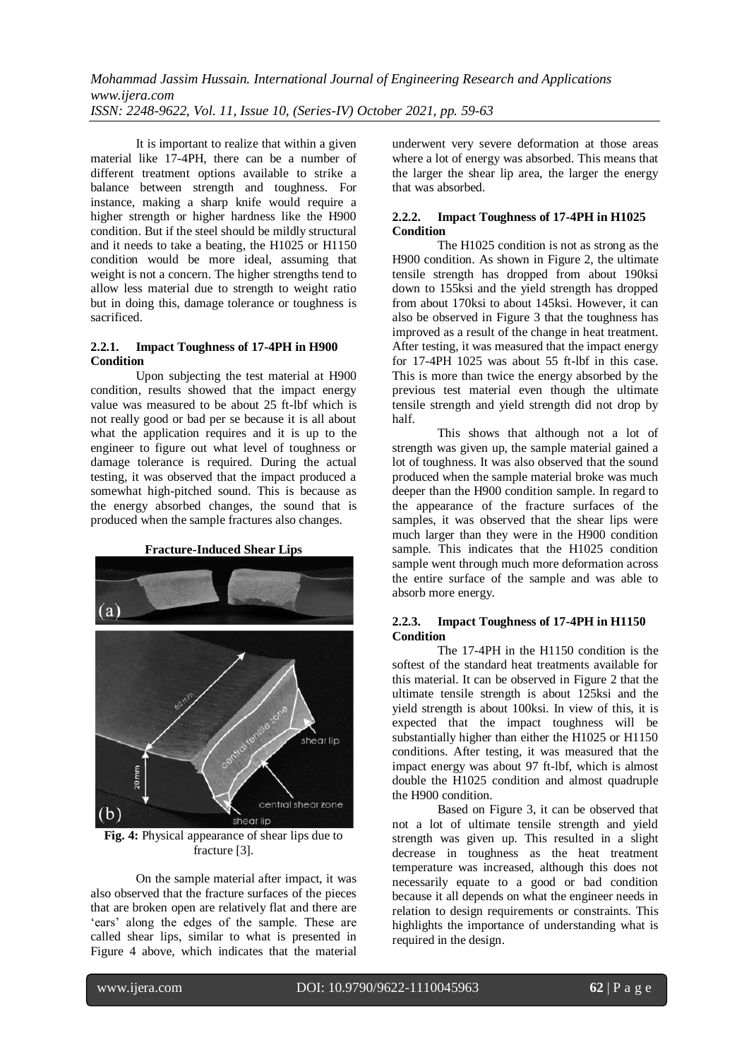It is important to realize that within a given material like 17-4PH, there can be a number of different treatment options available to strike a balance between strength and toughness. For instance, making a sharp knife would require a higher strength or higher hardness like the H900 condition. But if the steel should be mildly structural and it needs to take a beating, the H1025 or H1150 condition would be more ideal, assuming that weight is not a concern. The higher strengths tend to allow less material due to strength to weight ratio but in doing this, damage tolerance or toughness is sacrificed.

### 2.2.1. Impact Toughness of 17-4PH in H900 Condition

Upon subjecting the test material at H900 condition, results showed that the impact energy value was measured to be about 25 ft-lbf which is not really good or bad per se because it is all about what the application requires and it is up to the engineer to figure out what level of toughness or damage tolerance is required. During the actual testing, it was observed that the impact produced a somewhat high-pitched sound. This is because as the energy absorbed changes, the sound that is produced when the sample fractures also changes.

**Fracture-Induced Shear Lips**

(a)

(b)

60 mm

20 mm

central tensile zone

shear lip

central shear zone

shear lip

**Fig. 4:** Physical appearance of shear lips due to fracture [3].

On the sample material after impact, it was also observed that the fracture surfaces of the pieces that are broken open are relatively flat and there are 'ears' along the edges of the sample. These are called shear lips, similar to what is presented in Figure 4 above, which indicates that the material underwent very severe deformation at those areas where a lot of energy was absorbed. This means that the larger the shear lip area, the larger the energy that was absorbed.

### 2.2.2. Impact Toughness of 17-4PH in H1025 Condition

The H1025 condition is not as strong as the H900 condition. As shown in Figure 2, the ultimate tensile strength has dropped from about 190ksi down to 155ksi and the yield strength has dropped from about 170ksi to about 145ksi. However, it can also be observed in Figure 3 that the toughness has improved as a result of the change in heat treatment. After testing, it was measured that the impact energy for 17-4PH 1025 was about 55 ft-lbf in this case. This is more than twice the energy absorbed by the previous test material even though the ultimate tensile strength and yield strength did not drop by half.

This shows that although not a lot of strength was given up, the sample material gained a lot of toughness. It was also observed that the sound produced when the sample material broke was much deeper than the H900 condition sample. In regard to the appearance of the fracture surfaces of the samples, it was observed that the shear lips were much larger than they were in the H900 condition sample. This indicates that the H1025 condition sample went through much more deformation across the entire surface of the sample and was able to absorb more energy.

### 2.2.3. Impact Toughness of 17-4PH in H1150 Condition

The 17-4PH in the H1150 condition is the softest of the standard heat treatments available for this material. It can be observed in Figure 2 that the ultimate tensile strength is about 125ksi and the yield strength is about 100ksi. In view of this, it is expected that the impact toughness will be substantially higher than either the H1025 or H1150 conditions. After testing, it was measured that the impact energy was about 97 ft-lbf, which is almost double the H1025 condition and almost quadruple the H900 condition.

Based on Figure 3, it can be observed that not a lot of ultimate tensile strength and yield strength was given up. This resulted in a slight decrease in toughness as the heat treatment temperature was increased, although this does not necessarily equate to a good or bad condition because it all depends on what the engineer needs in relation to design requirements or constraints. This highlights the importance of understanding what is required in the design.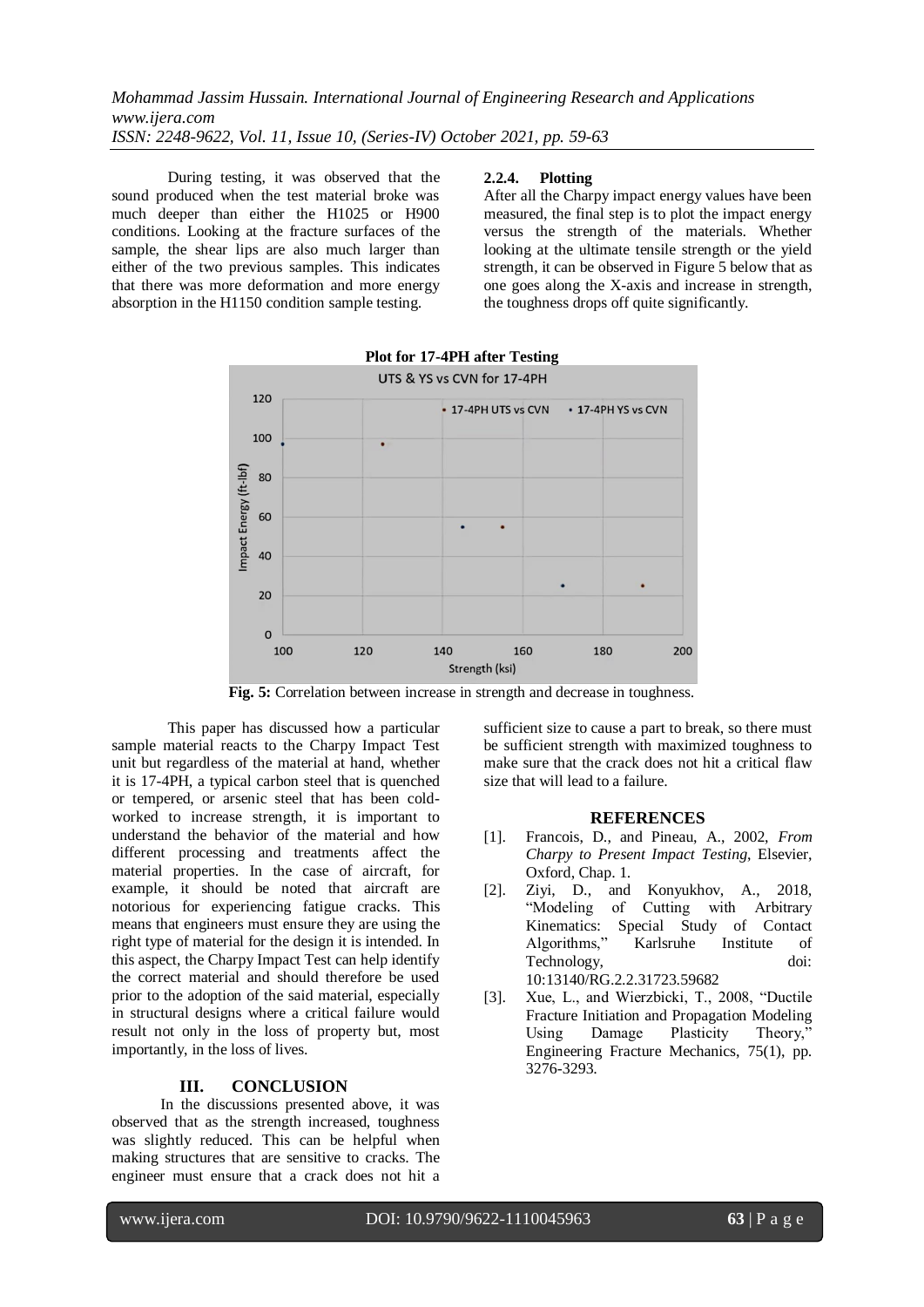During testing, it was observed that the sound produced when the test material broke was much deeper than either the H1025 or H900 conditions. Looking at the fracture surfaces of the sample, the shear lips are also much larger than either of the two previous samples. This indicates that there was more deformation and more energy absorption in the H1150 condition sample testing.

#### 2.2.4. Plotting

After all the Charpy impact energy values have been measured, the final step is to plot the impact energy versus the strength of the materials. Whether looking at the ultimate tensile strength or the yield strength, it can be observed in Figure 5 below that as one goes along the X-axis and increase in strength, the toughness drops off quite significantly.

**Plot for 17-4PH after Testing**

UTS & YS vs CVN for 17-4PH

• 17-4PH UTS vs CVN • 17-4PH YS vs CVN

Impact Energy (ft-lbf)

0
20
40
60
80
100
120

Strength (ksi)

100
120
140
160
180
200

**Fig. 5:** Correlation between increase in strength and decrease in toughness.

This paper has discussed how a particular sample material reacts to the Charpy Impact Test unit but regardless of the material at hand, whether it is 17-4PH, a typical carbon steel that is quenched or tempered, or arsenic steel that has been cold-worked to increase strength, it is important to understand the behavior of the material and how different processing and treatments affect the material properties. In the case of aircraft, for example, it should be noted that aircraft are notorious for experiencing fatigue cracks. This means that engineers must ensure they are using the right type of material for the design it is intended. In this aspect, the Charpy Impact Test can help identify the correct material and should therefore be used prior to the adoption of the said material, especially in structural designs where a critical failure would result not only in the loss of property but, most importantly, in the loss of lives.

## III. CONCLUSION

In the discussions presented above, it was observed that as the strength increased, toughness was slightly reduced. This can be helpful when making structures that are sensitive to cracks. The engineer must ensure that a crack does not hit a sufficient size to cause a part to break, so there must be sufficient strength with maximized toughness to make sure that the crack does not hit a critical flaw size that will lead to a failure.

## REFERENCES

[1]. Francois, D., and Pineau, A., 2002, *From Charpy to Present Impact Testing*, Elsevier, Oxford, Chap. 1.

[2]. Ziyi, D., and Konyukhov, A., 2018, "Modeling of Cutting with Arbitrary Kinematics: Special Study of Contact Algorithms," Karlsruhe Institute of Technology, doi: 10:13140/RG.2.2.31723.59682

[3]. Xue, L., and Wierzbicki, T., 2008, "Ductile Fracture Initiation and Propagation Modeling Using Damage Plasticity Theory," Engineering Fracture Mechanics, 75(1), pp. 3276-3293.